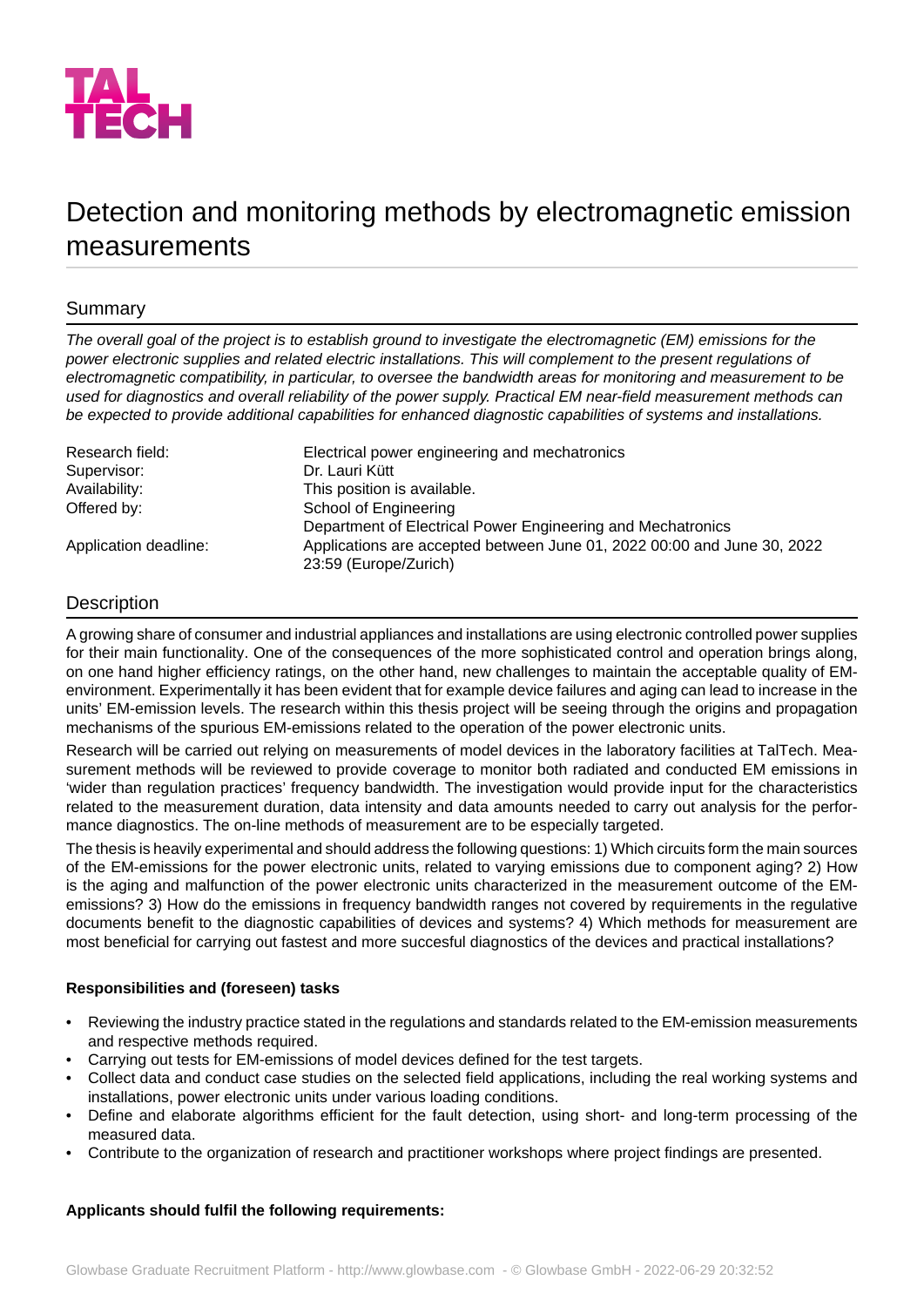# Detection and monitoring methods by electromagnetic emission measurements

## Summary

*The overall goal of the project is to establish ground to investigate the electromagnetic (EM) emissions for the power electronic supplies and related electric installations. This will complement to the present regulations of electromagnetic compatibility, in particular, to oversee the bandwidth areas for monitoring and measurement to be used for diagnostics and overall reliability of the power supply. Practical EM near-field measurement methods can be expected to provide additional capabilities for enhanced diagnostic capabilities of systems and installations.*

| | |
|---|---|
| Research field: | Electrical power engineering and mechatronics |
| Supervisor: | Dr. Lauri Kütt |
| Availability: | This position is available. |
| Offered by: | School of Engineering<br>Department of Electrical Power Engineering and Mechatronics |
| Application deadline: | Applications are accepted between June 01, 2022 00:00 and June 30, 2022 23:59 (Europe/Zurich) |

## Description

A growing share of consumer and industrial appliances and installations are using electronic controlled power supplies for their main functionality. One of the consequences of the more sophisticated control and operation brings along, on one hand higher efficiency ratings, on the other hand, new challenges to maintain the acceptable quality of EM-environment. Experimentally it has been evident that for example device failures and aging can lead to increase in the units' EM-emission levels. The research within this thesis project will be seeing through the origins and propagation mechanisms of the spurious EM-emissions related to the operation of the power electronic units.

Research will be carried out relying on measurements of model devices in the laboratory facilities at TalTech. Measurement methods will be reviewed to provide coverage to monitor both radiated and conducted EM emissions in 'wider than regulation practices' frequency bandwidth. The investigation would provide input for the characteristics related to the measurement duration, data intensity and data amounts needed to carry out analysis for the performance diagnostics. The on-line methods of measurement are to be especially targeted.

The thesis is heavily experimental and should address the following questions: 1) Which circuits form the main sources of the EM-emissions for the power electronic units, related to varying emissions due to component aging? 2) How is the aging and malfunction of the power electronic units characterized in the measurement outcome of the EM-emissions? 3) How do the emissions in frequency bandwidth ranges not covered by requirements in the regulative documents benefit to the diagnostic capabilities of devices and systems? 4) Which methods for measurement are most beneficial for carrying out fastest and more succesful diagnostics of the devices and practical installations?

**Responsibilities and (foreseen) tasks**

- Reviewing the industry practice stated in the regulations and standards related to the EM-emission measurements and respective methods required.
- Carrying out tests for EM-emissions of model devices defined for the test targets.
- Collect data and conduct case studies on the selected field applications, including the real working systems and installations, power electronic units under various loading conditions.
- Define and elaborate algorithms efficient for the fault detection, using short- and long-term processing of the measured data.
- Contribute to the organization of research and practitioner workshops where project findings are presented.

**Applicants should fulfil the following requirements:**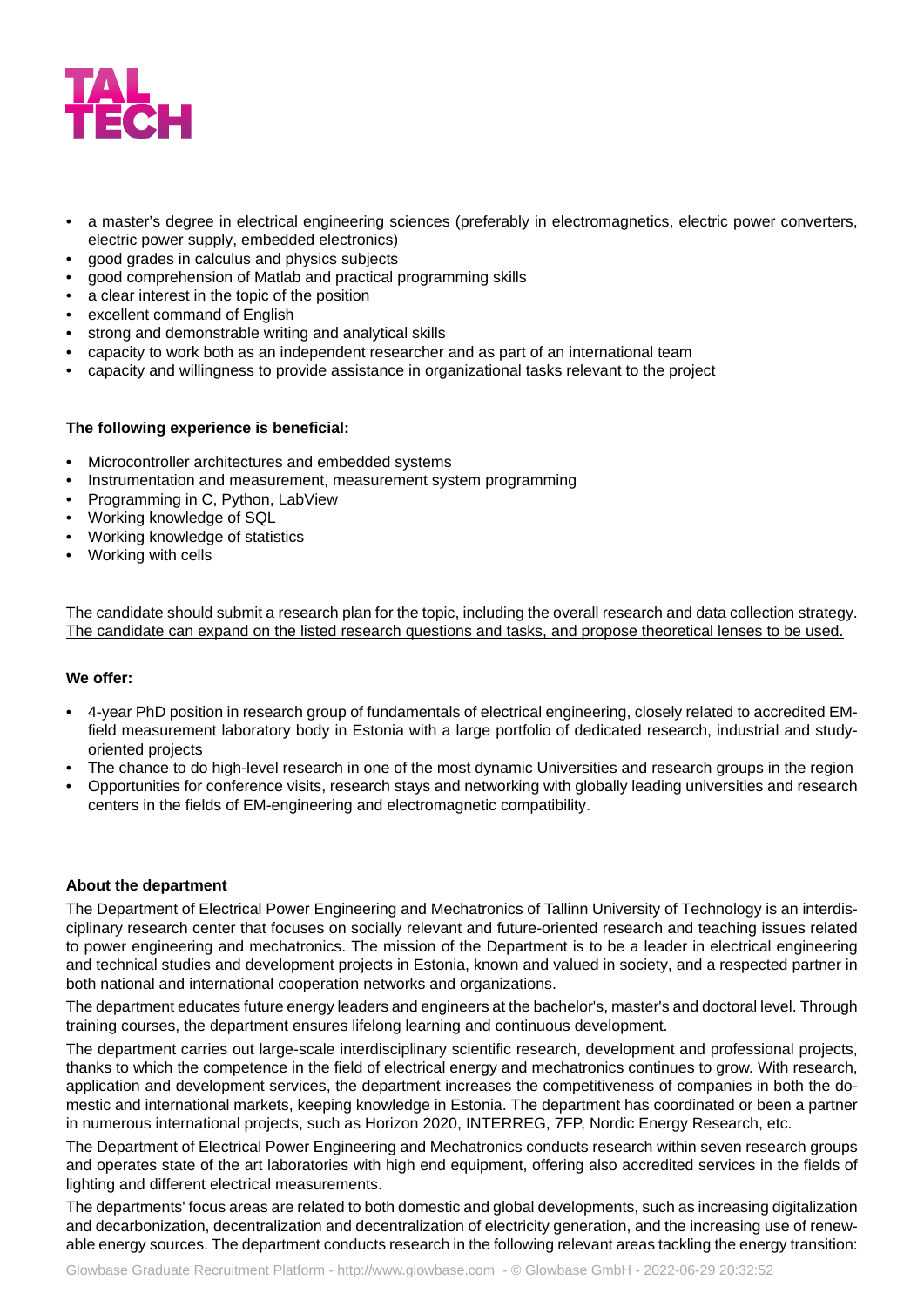- a master's degree in electrical engineering sciences (preferably in electromagnetics, electric power converters, electric power supply, embedded electronics)
- good grades in calculus and physics subjects
- good comprehension of Matlab and practical programming skills
- a clear interest in the topic of the position
- excellent command of English
- strong and demonstrable writing and analytical skills
- capacity to work both as an independent researcher and as part of an international team
- capacity and willingness to provide assistance in organizational tasks relevant to the project

**The following experience is beneficial:**

- Microcontroller architectures and embedded systems
- Instrumentation and measurement, measurement system programming
- Programming in C, Python, LabView
- Working knowledge of SQL
- Working knowledge of statistics
- Working with cells

<u>The candidate should submit a research plan for the topic, including the overall research and data collection strategy. The candidate can expand on the listed research questions and tasks, and propose theoretical lenses to be used.</u>

**We offer:**

- 4-year PhD position in research group of fundamentals of electrical engineering, closely related to accredited EM-field measurement laboratory body in Estonia with a large portfolio of dedicated research, industrial and study-oriented projects
- The chance to do high-level research in one of the most dynamic Universities and research groups in the region
- Opportunities for conference visits, research stays and networking with globally leading universities and research centers in the fields of EM-engineering and electromagnetic compatibility.

**About the department**

The Department of Electrical Power Engineering and Mechatronics of Tallinn University of Technology is an interdisciplinary research center that focuses on socially relevant and future-oriented research and teaching issues related to power engineering and mechatronics. The mission of the Department is to be a leader in electrical engineering and technical studies and development projects in Estonia, known and valued in society, and a respected partner in both national and international cooperation networks and organizations.

The department educates future energy leaders and engineers at the bachelor's, master's and doctoral level. Through training courses, the department ensures lifelong learning and continuous development.

The department carries out large-scale interdisciplinary scientific research, development and professional projects, thanks to which the competence in the field of electrical energy and mechatronics continues to grow. With research, application and development services, the department increases the competitiveness of companies in both the domestic and international markets, keeping knowledge in Estonia. The department has coordinated or been a partner in numerous international projects, such as Horizon 2020, INTERREG, 7FP, Nordic Energy Research, etc.

The Department of Electrical Power Engineering and Mechatronics conducts research within seven research groups and operates state of the art laboratories with high end equipment, offering also accredited services in the fields of lighting and different electrical measurements.

The departments' focus areas are related to both domestic and global developments, such as increasing digitalization and decarbonization, decentralization and decentralization of electricity generation, and the increasing use of renewable energy sources. The department conducts research in the following relevant areas tackling the energy transition: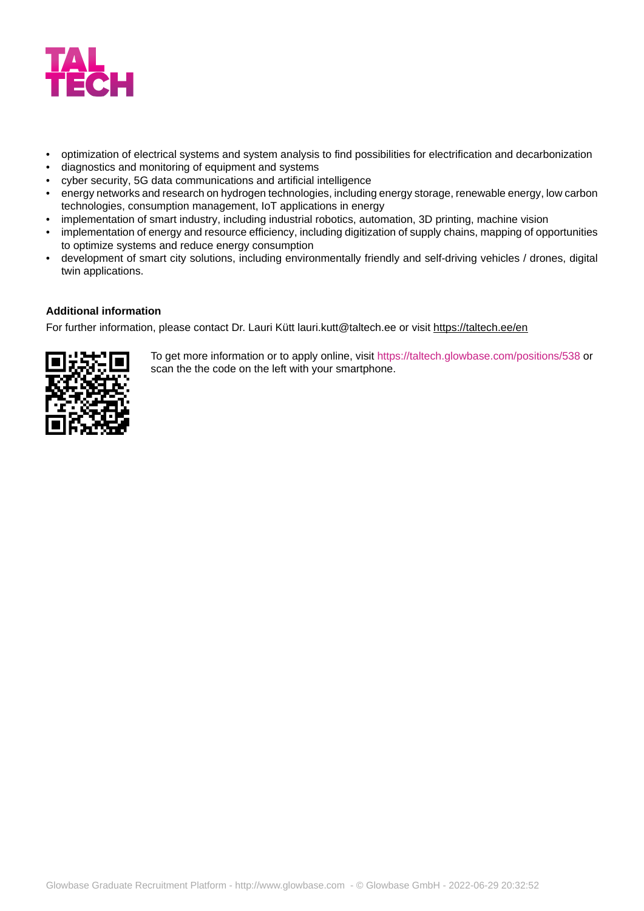- optimization of electrical systems and system analysis to find possibilities for electrification and decarbonization
- diagnostics and monitoring of equipment and systems
- cyber security, 5G data communications and artificial intelligence
- energy networks and research on hydrogen technologies, including energy storage, renewable energy, low carbon technologies, consumption management, IoT applications in energy
- implementation of smart industry, including industrial robotics, automation, 3D printing, machine vision
- implementation of energy and resource efficiency, including digitization of supply chains, mapping of opportunities to optimize systems and reduce energy consumption
- development of smart city solutions, including environmentally friendly and self-driving vehicles / drones, digital twin applications.

**Additional information**

For further information, please contact Dr. Lauri Kütt lauri.kutt@taltech.ee or visit https://taltech.ee/en

To get more information or to apply online, visit https://taltech.glowbase.com/positions/538 or scan the the code on the left with your smartphone.